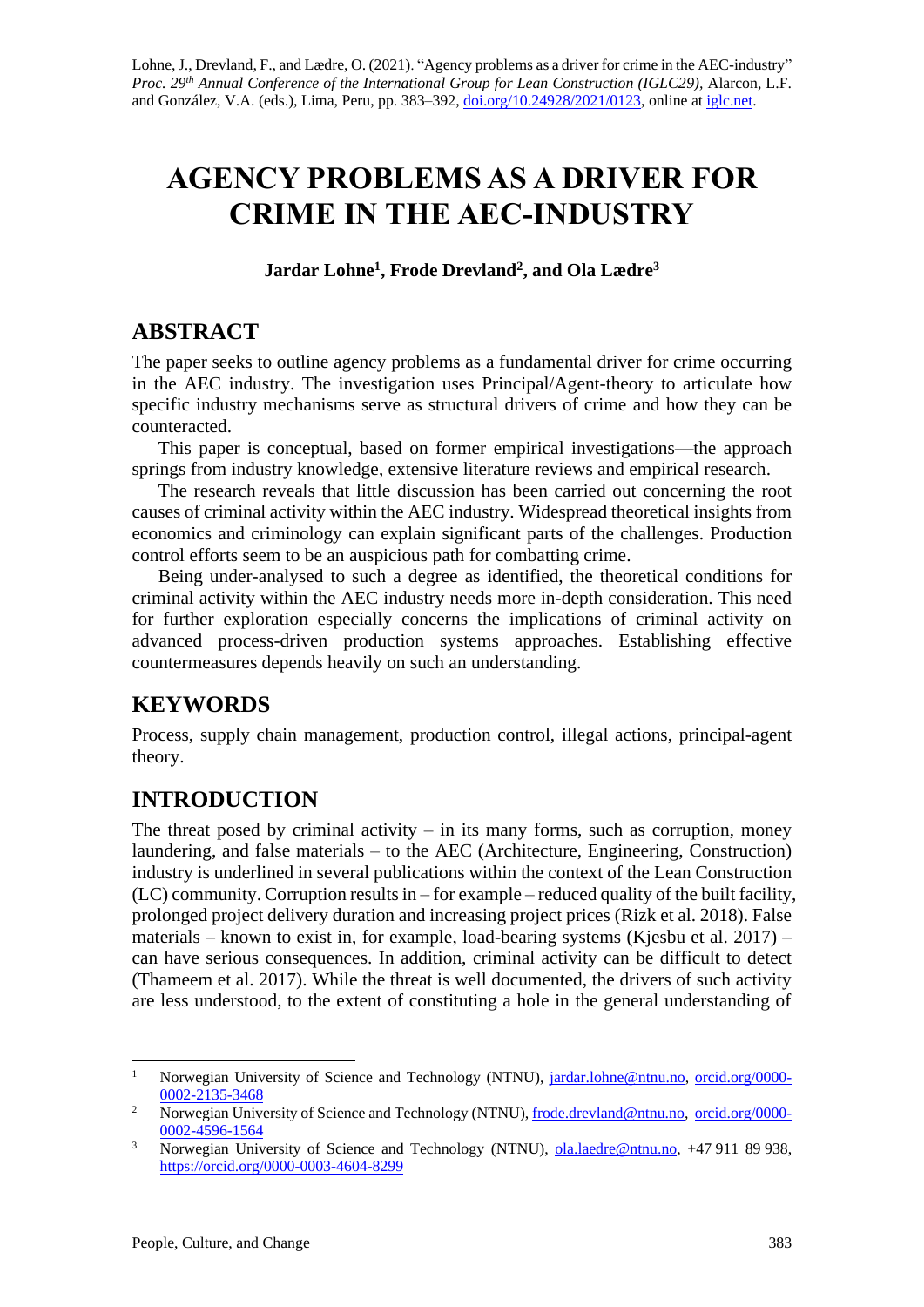Lohne, J., Drevland, F., and Lædre, O. (2021). "Agency problems as a driver for crime in the AEC-industry" *Proc. 29th Annual Conference of the International Group for Lean Construction (IGLC29),* Alarcon, L.F. and González, V.A. (eds.), Lima, Peru, pp. 383–392, doi.org/10.24928/2021/0123, online at iglc.net.

# AGENCY PROBLEMS AS A DRIVER FOR CRIME IN THE AEC-INDUSTRY

**Jardar Lohne[1], Frode Drevland[2], and Ola Lædre[3]**

## ABSTRACT

The paper seeks to outline agency problems as a fundamental driver for crime occurring in the AEC industry. The investigation uses Principal/Agent-theory to articulate how specific industry mechanisms serve as structural drivers of crime and how they can be counteracted.

This paper is conceptual, based on former empirical investigations—the approach springs from industry knowledge, extensive literature reviews and empirical research.

The research reveals that little discussion has been carried out concerning the root causes of criminal activity within the AEC industry. Widespread theoretical insights from economics and criminology can explain significant parts of the challenges. Production control efforts seem to be an auspicious path for combatting crime.

Being under-analysed to such a degree as identified, the theoretical conditions for criminal activity within the AEC industry needs more in-depth consideration. This need for further exploration especially concerns the implications of criminal activity on advanced process-driven production systems approaches. Establishing effective countermeasures depends heavily on such an understanding.

## KEYWORDS

Process, supply chain management, production control, illegal actions, principal-agent theory.

## INTRODUCTION

The threat posed by criminal activity – in its many forms, such as corruption, money laundering, and false materials – to the AEC (Architecture, Engineering, Construction) industry is underlined in several publications within the context of the Lean Construction (LC) community. Corruption results in – for example – reduced quality of the built facility, prolonged project delivery duration and increasing project prices (Rizk et al. 2018). False materials – known to exist in, for example, load-bearing systems (Kjesbu et al. 2017) – can have serious consequences. In addition, criminal activity can be difficult to detect (Thameem et al. 2017). While the threat is well documented, the drivers of such activity are less understood, to the extent of constituting a hole in the general understanding of

---

[1] Norwegian University of Science and Technology (NTNU), jardar.lohne@ntnu.no, orcid.org/0000-0002-2135-3468

[2] Norwegian University of Science and Technology (NTNU), frode.drevland@ntnu.no, orcid.org/0000-0002-4596-1564

[3] Norwegian University of Science and Technology (NTNU), ola.laedre@ntnu.no, +47 911 89 938, https://orcid.org/0000-0003-4604-8299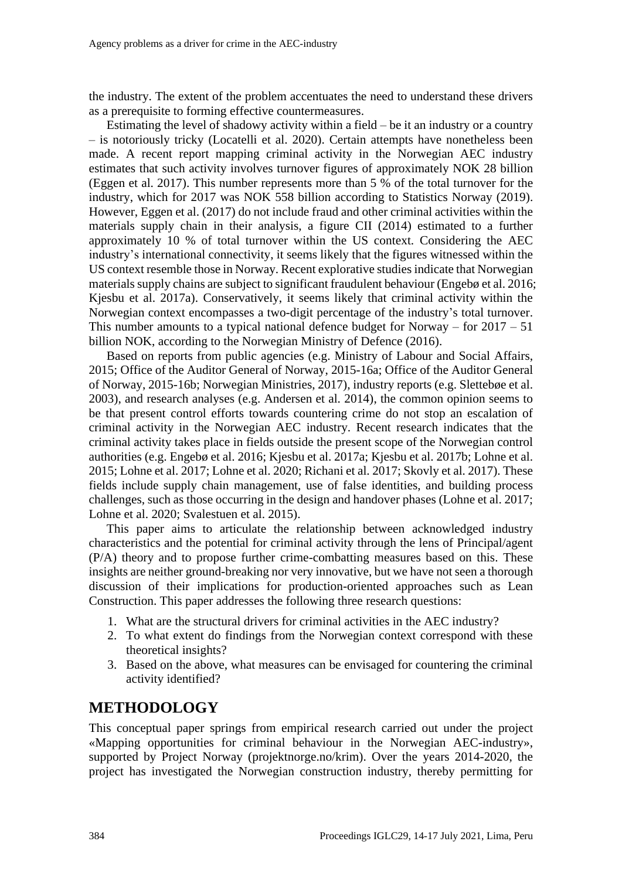the industry. The extent of the problem accentuates the need to understand these drivers as a prerequisite to forming effective countermeasures.

Estimating the level of shadowy activity within a field – be it an industry or a country – is notoriously tricky (Locatelli et al. 2020). Certain attempts have nonetheless been made. A recent report mapping criminal activity in the Norwegian AEC industry estimates that such activity involves turnover figures of approximately NOK 28 billion (Eggen et al. 2017). This number represents more than 5 % of the total turnover for the industry, which for 2017 was NOK 558 billion according to Statistics Norway (2019). However, Eggen et al. (2017) do not include fraud and other criminal activities within the materials supply chain in their analysis, a figure CII (2014) estimated to a further approximately 10 % of total turnover within the US context. Considering the AEC industry's international connectivity, it seems likely that the figures witnessed within the US context resemble those in Norway. Recent explorative studies indicate that Norwegian materials supply chains are subject to significant fraudulent behaviour (Engebø et al. 2016; Kjesbu et al. 2017a). Conservatively, it seems likely that criminal activity within the Norwegian context encompasses a two-digit percentage of the industry's total turnover. This number amounts to a typical national defence budget for Norway – for 2017 – 51 billion NOK, according to the Norwegian Ministry of Defence (2016).

Based on reports from public agencies (e.g. Ministry of Labour and Social Affairs, 2015; Office of the Auditor General of Norway, 2015-16a; Office of the Auditor General of Norway, 2015-16b; Norwegian Ministries, 2017), industry reports (e.g. Slettebøe et al. 2003), and research analyses (e.g. Andersen et al. 2014), the common opinion seems to be that present control efforts towards countering crime do not stop an escalation of criminal activity in the Norwegian AEC industry. Recent research indicates that the criminal activity takes place in fields outside the present scope of the Norwegian control authorities (e.g. Engebø et al. 2016; Kjesbu et al. 2017a; Kjesbu et al. 2017b; Lohne et al. 2015; Lohne et al. 2017; Lohne et al. 2020; Richani et al. 2017; Skovly et al. 2017). These fields include supply chain management, use of false identities, and building process challenges, such as those occurring in the design and handover phases (Lohne et al. 2017; Lohne et al. 2020; Svalestuen et al. 2015).

This paper aims to articulate the relationship between acknowledged industry characteristics and the potential for criminal activity through the lens of Principal/agent (P/A) theory and to propose further crime-combatting measures based on this. These insights are neither ground-breaking nor very innovative, but we have not seen a thorough discussion of their implications for production-oriented approaches such as Lean Construction. This paper addresses the following three research questions:

1. What are the structural drivers for criminal activities in the AEC industry?
2. To what extent do findings from the Norwegian context correspond with these theoretical insights?
3. Based on the above, what measures can be envisaged for countering the criminal activity identified?

## METHODOLOGY

This conceptual paper springs from empirical research carried out under the project «Mapping opportunities for criminal behaviour in the Norwegian AEC-industry», supported by Project Norway (projektnorge.no/krim). Over the years 2014-2020, the project has investigated the Norwegian construction industry, thereby permitting for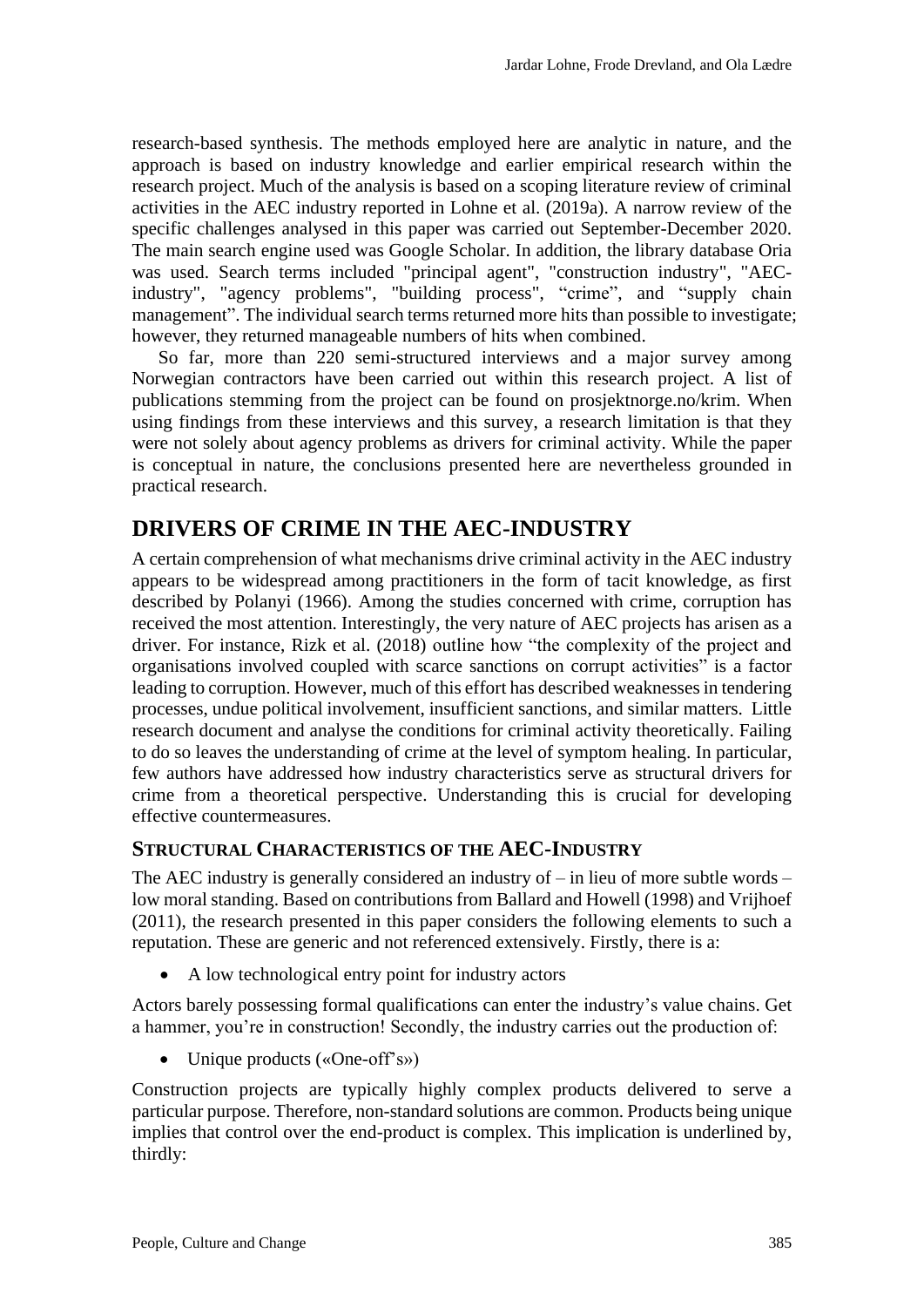research-based synthesis. The methods employed here are analytic in nature, and the approach is based on industry knowledge and earlier empirical research within the research project. Much of the analysis is based on a scoping literature review of criminal activities in the AEC industry reported in Lohne et al. (2019a). A narrow review of the specific challenges analysed in this paper was carried out September-December 2020. The main search engine used was Google Scholar. In addition, the library database Oria was used. Search terms included "principal agent", "construction industry", "AEC-industry", "agency problems", "building process", "crime", and "supply chain management". The individual search terms returned more hits than possible to investigate; however, they returned manageable numbers of hits when combined.

So far, more than 220 semi-structured interviews and a major survey among Norwegian contractors have been carried out within this research project. A list of publications stemming from the project can be found on prosjektnorge.no/krim. When using findings from these interviews and this survey, a research limitation is that they were not solely about agency problems as drivers for criminal activity. While the paper is conceptual in nature, the conclusions presented here are nevertheless grounded in practical research.

## DRIVERS OF CRIME IN THE AEC-INDUSTRY

A certain comprehension of what mechanisms drive criminal activity in the AEC industry appears to be widespread among practitioners in the form of tacit knowledge, as first described by Polanyi (1966). Among the studies concerned with crime, corruption has received the most attention. Interestingly, the very nature of AEC projects has arisen as a driver. For instance, Rizk et al. (2018) outline how "the complexity of the project and organisations involved coupled with scarce sanctions on corrupt activities" is a factor leading to corruption. However, much of this effort has described weaknesses in tendering processes, undue political involvement, insufficient sanctions, and similar matters. Little research document and analyse the conditions for criminal activity theoretically. Failing to do so leaves the understanding of crime at the level of symptom healing. In particular, few authors have addressed how industry characteristics serve as structural drivers for crime from a theoretical perspective. Understanding this is crucial for developing effective countermeasures.

### STRUCTURAL CHARACTERISTICS OF THE AEC-INDUSTRY

The AEC industry is generally considered an industry of – in lieu of more subtle words – low moral standing. Based on contributions from Ballard and Howell (1998) and Vrijhoef (2011), the research presented in this paper considers the following elements to such a reputation. These are generic and not referenced extensively. Firstly, there is a:

- A low technological entry point for industry actors

Actors barely possessing formal qualifications can enter the industry's value chains. Get a hammer, you're in construction! Secondly, the industry carries out the production of:

- Unique products («One-off's»)

Construction projects are typically highly complex products delivered to serve a particular purpose. Therefore, non-standard solutions are common. Products being unique implies that control over the end-product is complex. This implication is underlined by, thirdly: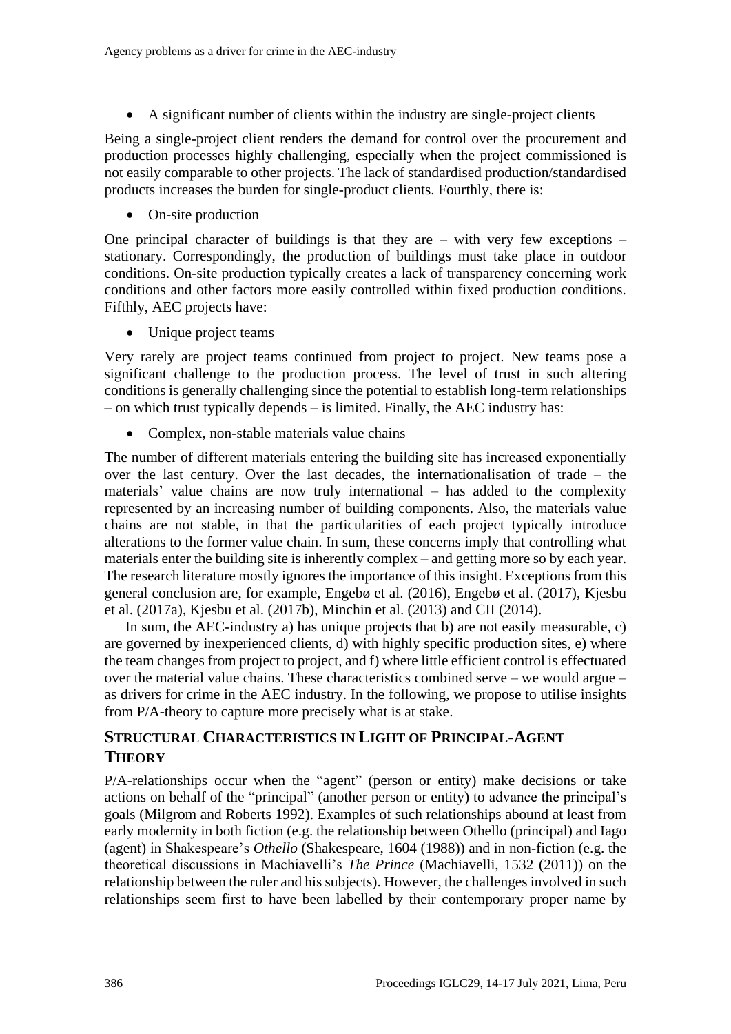- A significant number of clients within the industry are single-project clients

Being a single-project client renders the demand for control over the procurement and production processes highly challenging, especially when the project commissioned is not easily comparable to other projects. The lack of standardised production/standardised products increases the burden for single-product clients. Fourthly, there is:

- On-site production

One principal character of buildings is that they are – with very few exceptions – stationary. Correspondingly, the production of buildings must take place in outdoor conditions. On-site production typically creates a lack of transparency concerning work conditions and other factors more easily controlled within fixed production conditions. Fifthly, AEC projects have:

- Unique project teams

Very rarely are project teams continued from project to project. New teams pose a significant challenge to the production process. The level of trust in such altering conditions is generally challenging since the potential to establish long-term relationships – on which trust typically depends – is limited. Finally, the AEC industry has:

- Complex, non-stable materials value chains

The number of different materials entering the building site has increased exponentially over the last century. Over the last decades, the internationalisation of trade – the materials' value chains are now truly international – has added to the complexity represented by an increasing number of building components. Also, the materials value chains are not stable, in that the particularities of each project typically introduce alterations to the former value chain. In sum, these concerns imply that controlling what materials enter the building site is inherently complex – and getting more so by each year. The research literature mostly ignores the importance of this insight. Exceptions from this general conclusion are, for example, Engebø et al. (2016), Engebø et al. (2017), Kjesbu et al. (2017a), Kjesbu et al. (2017b), Minchin et al. (2013) and CII (2014).

In sum, the AEC-industry a) has unique projects that b) are not easily measurable, c) are governed by inexperienced clients, d) with highly specific production sites, e) where the team changes from project to project, and f) where little efficient control is effectuated over the material value chains. These characteristics combined serve – we would argue – as drivers for crime in the AEC industry. In the following, we propose to utilise insights from P/A-theory to capture more precisely what is at stake.

## STRUCTURAL CHARACTERISTICS IN LIGHT OF PRINCIPAL-AGENT THEORY

P/A-relationships occur when the "agent" (person or entity) make decisions or take actions on behalf of the "principal" (another person or entity) to advance the principal's goals (Milgrom and Roberts 1992). Examples of such relationships abound at least from early modernity in both fiction (e.g. the relationship between Othello (principal) and Iago (agent) in Shakespeare's *Othello* (Shakespeare, 1604 (1988)) and in non-fiction (e.g. the theoretical discussions in Machiavelli's *The Prince* (Machiavelli, 1532 (2011)) on the relationship between the ruler and his subjects). However, the challenges involved in such relationships seem first to have been labelled by their contemporary proper name by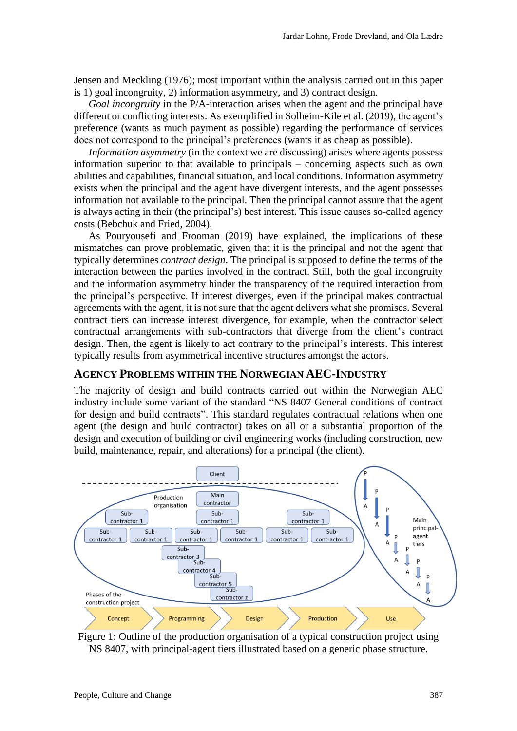Jensen and Meckling (1976); most important within the analysis carried out in this paper is 1) goal incongruity, 2) information asymmetry, and 3) contract design.

*Goal incongruity* in the P/A-interaction arises when the agent and the principal have different or conflicting interests. As exemplified in Solheim-Kile et al. (2019), the agent's preference (wants as much payment as possible) regarding the performance of services does not correspond to the principal's preferences (wants it as cheap as possible).

*Information asymmetry* (in the context we are discussing) arises where agents possess information superior to that available to principals – concerning aspects such as own abilities and capabilities, financial situation, and local conditions. Information asymmetry exists when the principal and the agent have divergent interests, and the agent possesses information not available to the principal. Then the principal cannot assure that the agent is always acting in their (the principal's) best interest. This issue causes so-called agency costs (Bebchuk and Fried, 2004).

As Pouryousefi and Frooman (2019) have explained, the implications of these mismatches can prove problematic, given that it is the principal and not the agent that typically determines *contract design*. The principal is supposed to define the terms of the interaction between the parties involved in the contract. Still, both the goal incongruity and the information asymmetry hinder the transparency of the required interaction from the principal's perspective. If interest diverges, even if the principal makes contractual agreements with the agent, it is not sure that the agent delivers what she promises. Several contract tiers can increase interest divergence, for example, when the contractor select contractual arrangements with sub-contractors that diverge from the client's contract design. Then, the agent is likely to act contrary to the principal's interests. This interest typically results from asymmetrical incentive structures amongst the actors.

## Agency Problems within the Norwegian AEC-Industry

The majority of design and build contracts carried out within the Norwegian AEC industry include some variant of the standard "NS 8407 General conditions of contract for design and build contracts". This standard regulates contractual relations when one agent (the design and build contractor) takes on all or a substantial proportion of the design and execution of building or civil engineering works (including construction, new build, maintenance, repair, and alterations) for a principal (the client).

Figure 1: Outline of the production organisation of a typical construction project using NS 8407, with principal-agent tiers illustrated based on a generic phase structure.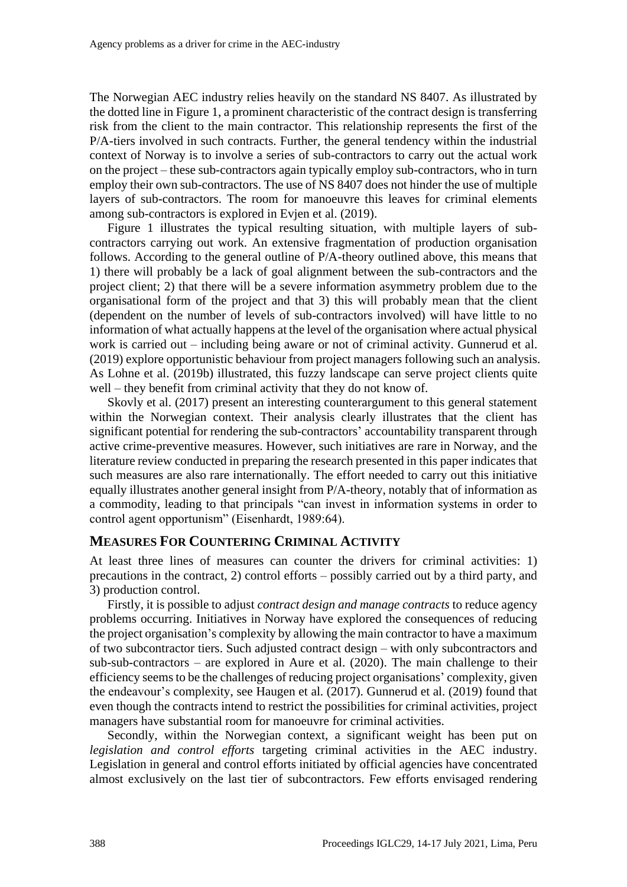The Norwegian AEC industry relies heavily on the standard NS 8407. As illustrated by the dotted line in Figure 1, a prominent characteristic of the contract design is transferring risk from the client to the main contractor. This relationship represents the first of the P/A-tiers involved in such contracts. Further, the general tendency within the industrial context of Norway is to involve a series of sub-contractors to carry out the actual work on the project – these sub-contractors again typically employ sub-contractors, who in turn employ their own sub-contractors. The use of NS 8407 does not hinder the use of multiple layers of sub-contractors. The room for manoeuvre this leaves for criminal elements among sub-contractors is explored in Evjen et al. (2019).

Figure 1 illustrates the typical resulting situation, with multiple layers of sub-contractors carrying out work. An extensive fragmentation of production organisation follows. According to the general outline of P/A-theory outlined above, this means that 1) there will probably be a lack of goal alignment between the sub-contractors and the project client; 2) that there will be a severe information asymmetry problem due to the organisational form of the project and that 3) this will probably mean that the client (dependent on the number of levels of sub-contractors involved) will have little to no information of what actually happens at the level of the organisation where actual physical work is carried out – including being aware or not of criminal activity. Gunnerud et al. (2019) explore opportunistic behaviour from project managers following such an analysis. As Lohne et al. (2019b) illustrated, this fuzzy landscape can serve project clients quite well – they benefit from criminal activity that they do not know of.

Skovly et al. (2017) present an interesting counterargument to this general statement within the Norwegian context. Their analysis clearly illustrates that the client has significant potential for rendering the sub-contractors' accountability transparent through active crime-preventive measures. However, such initiatives are rare in Norway, and the literature review conducted in preparing the research presented in this paper indicates that such measures are also rare internationally. The effort needed to carry out this initiative equally illustrates another general insight from P/A-theory, notably that of information as a commodity, leading to that principals "can invest in information systems in order to control agent opportunism" (Eisenhardt, 1989:64).

## MEASURES FOR COUNTERING CRIMINAL ACTIVITY

At least three lines of measures can counter the drivers for criminal activities: 1) precautions in the contract, 2) control efforts – possibly carried out by a third party, and 3) production control.

Firstly, it is possible to adjust *contract design and manage contracts* to reduce agency problems occurring. Initiatives in Norway have explored the consequences of reducing the project organisation's complexity by allowing the main contractor to have a maximum of two subcontractor tiers. Such adjusted contract design – with only subcontractors and sub-sub-contractors – are explored in Aure et al. (2020). The main challenge to their efficiency seems to be the challenges of reducing project organisations' complexity, given the endeavour's complexity, see Haugen et al. (2017). Gunnerud et al. (2019) found that even though the contracts intend to restrict the possibilities for criminal activities, project managers have substantial room for manoeuvre for criminal activities.

Secondly, within the Norwegian context, a significant weight has been put on *legislation and control efforts* targeting criminal activities in the AEC industry. Legislation in general and control efforts initiated by official agencies have concentrated almost exclusively on the last tier of subcontractors. Few efforts envisaged rendering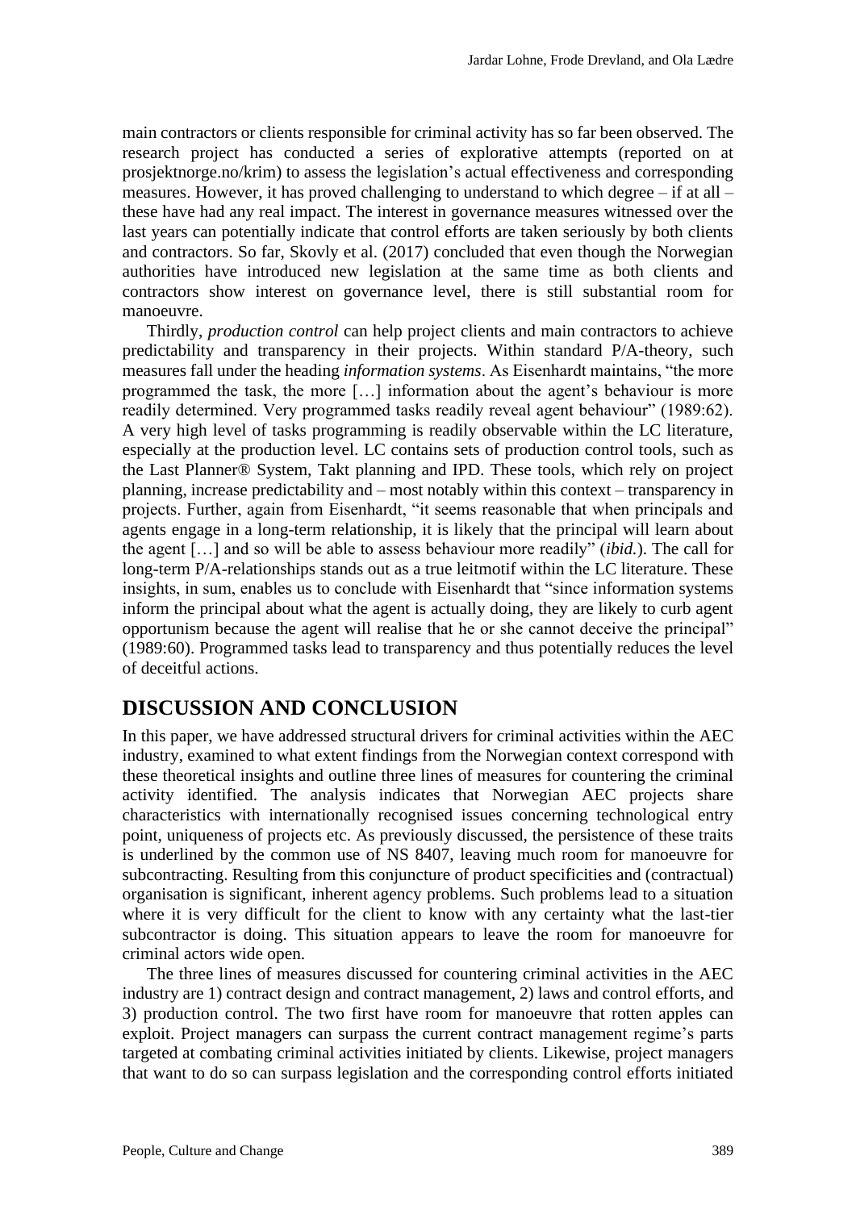main contractors or clients responsible for criminal activity has so far been observed. The research project has conducted a series of explorative attempts (reported on at prosjektnorge.no/krim) to assess the legislation's actual effectiveness and corresponding measures. However, it has proved challenging to understand to which degree – if at all – these have had any real impact. The interest in governance measures witnessed over the last years can potentially indicate that control efforts are taken seriously by both clients and contractors. So far, Skovly et al. (2017) concluded that even though the Norwegian authorities have introduced new legislation at the same time as both clients and contractors show interest on governance level, there is still substantial room for manoeuvre.

Thirdly, *production control* can help project clients and main contractors to achieve predictability and transparency in their projects. Within standard P/A-theory, such measures fall under the heading *information systems*. As Eisenhardt maintains, "the more programmed the task, the more […] information about the agent's behaviour is more readily determined. Very programmed tasks readily reveal agent behaviour" (1989:62). A very high level of tasks programming is readily observable within the LC literature, especially at the production level. LC contains sets of production control tools, such as the Last Planner® System, Takt planning and IPD. These tools, which rely on project planning, increase predictability and – most notably within this context – transparency in projects. Further, again from Eisenhardt, "it seems reasonable that when principals and agents engage in a long-term relationship, it is likely that the principal will learn about the agent […] and so will be able to assess behaviour more readily" (*ibid.*). The call for long-term P/A-relationships stands out as a true leitmotif within the LC literature. These insights, in sum, enables us to conclude with Eisenhardt that "since information systems inform the principal about what the agent is actually doing, they are likely to curb agent opportunism because the agent will realise that he or she cannot deceive the principal" (1989:60). Programmed tasks lead to transparency and thus potentially reduces the level of deceitful actions.

## DISCUSSION AND CONCLUSION

In this paper, we have addressed structural drivers for criminal activities within the AEC industry, examined to what extent findings from the Norwegian context correspond with these theoretical insights and outline three lines of measures for countering the criminal activity identified. The analysis indicates that Norwegian AEC projects share characteristics with internationally recognised issues concerning technological entry point, uniqueness of projects etc. As previously discussed, the persistence of these traits is underlined by the common use of NS 8407, leaving much room for manoeuvre for subcontracting. Resulting from this conjuncture of product specificities and (contractual) organisation is significant, inherent agency problems. Such problems lead to a situation where it is very difficult for the client to know with any certainty what the last-tier subcontractor is doing. This situation appears to leave the room for manoeuvre for criminal actors wide open.

The three lines of measures discussed for countering criminal activities in the AEC industry are 1) contract design and contract management, 2) laws and control efforts, and 3) production control. The two first have room for manoeuvre that rotten apples can exploit. Project managers can surpass the current contract management regime's parts targeted at combating criminal activities initiated by clients. Likewise, project managers that want to do so can surpass legislation and the corresponding control efforts initiated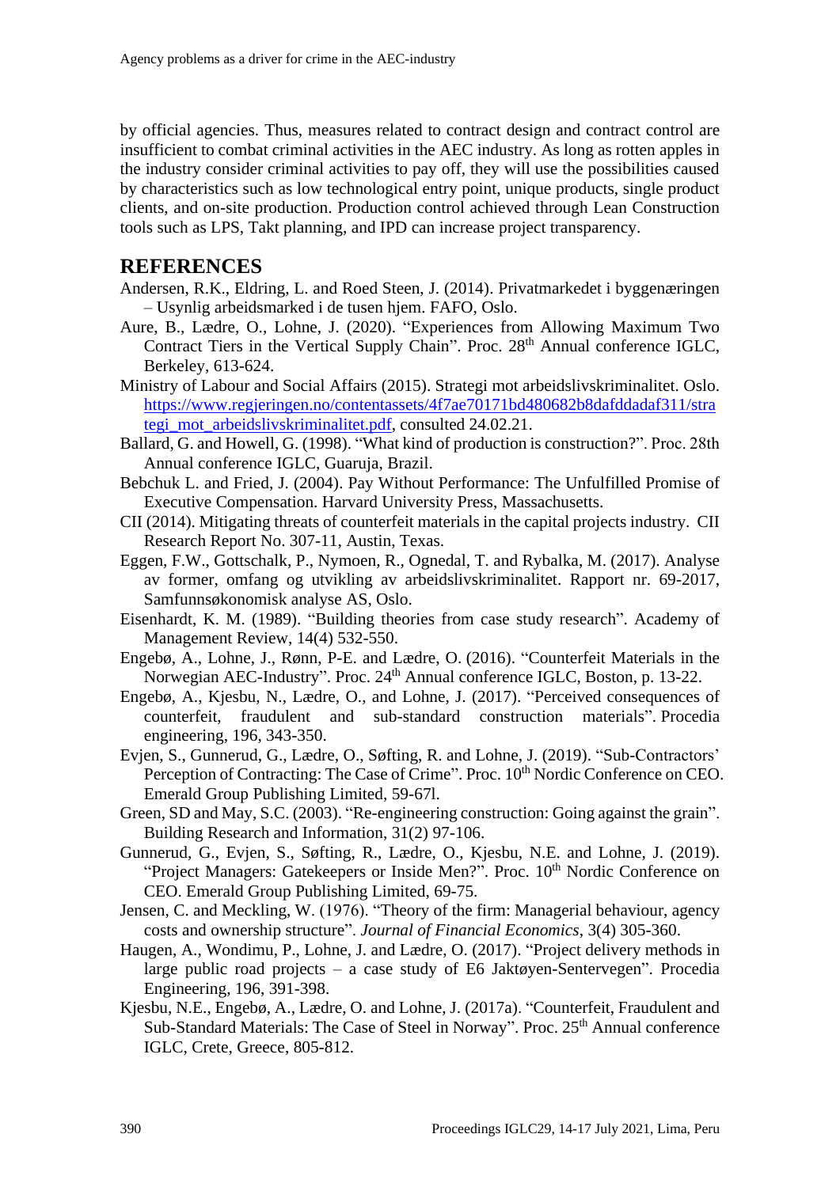by official agencies. Thus, measures related to contract design and contract control are insufficient to combat criminal activities in the AEC industry. As long as rotten apples in the industry consider criminal activities to pay off, they will use the possibilities caused by characteristics such as low technological entry point, unique products, single product clients, and on-site production. Production control achieved through Lean Construction tools such as LPS, Takt planning, and IPD can increase project transparency.

## REFERENCES

Andersen, R.K., Eldring, L. and Roed Steen, J. (2014). Privatmarkedet i byggenæringen – Usynlig arbeidsmarked i de tusen hjem. FAFO, Oslo.

Aure, B., Lædre, O., Lohne, J. (2020). "Experiences from Allowing Maximum Two Contract Tiers in the Vertical Supply Chain". Proc. 28th Annual conference IGLC, Berkeley, 613-624.

Ministry of Labour and Social Affairs (2015). Strategi mot arbeidslivskriminalitet. Oslo. https://www.regjeringen.no/contentassets/4f7ae70171bd480682b8dafddadaf311/strategi_mot_arbeidslivskriminalitet.pdf, consulted 24.02.21.

Ballard, G. and Howell, G. (1998). "What kind of production is construction?". Proc. 28th Annual conference IGLC, Guaruja, Brazil.

Bebchuk L. and Fried, J. (2004). Pay Without Performance: The Unfulfilled Promise of Executive Compensation. Harvard University Press, Massachusetts.

CII (2014). Mitigating threats of counterfeit materials in the capital projects industry. CII Research Report No. 307-11, Austin, Texas.

Eggen, F.W., Gottschalk, P., Nymoen, R., Ognedal, T. and Rybalka, M. (2017). Analyse av former, omfang og utvikling av arbeidslivskriminalitet. Rapport nr. 69-2017, Samfunnsøkonomisk analyse AS, Oslo.

Eisenhardt, K. M. (1989). "Building theories from case study research". Academy of Management Review, 14(4) 532-550.

Engebø, A., Lohne, J., Rønn, P-E. and Lædre, O. (2016). "Counterfeit Materials in the Norwegian AEC-Industry". Proc. 24th Annual conference IGLC, Boston, p. 13-22.

Engebø, A., Kjesbu, N., Lædre, O., and Lohne, J. (2017). "Perceived consequences of counterfeit, fraudulent and sub-standard construction materials". Procedia engineering, 196, 343-350.

Evjen, S., Gunnerud, G., Lædre, O., Søfting, R. and Lohne, J. (2019). "Sub-Contractors' Perception of Contracting: The Case of Crime". Proc. 10th Nordic Conference on CEO. Emerald Group Publishing Limited, 59-67l.

Green, SD and May, S.C. (2003). "Re-engineering construction: Going against the grain". Building Research and Information, 31(2) 97-106.

Gunnerud, G., Evjen, S., Søfting, R., Lædre, O., Kjesbu, N.E. and Lohne, J. (2019). "Project Managers: Gatekeepers or Inside Men?". Proc. 10th Nordic Conference on CEO. Emerald Group Publishing Limited, 69-75.

Jensen, C. and Meckling, W. (1976). "Theory of the firm: Managerial behaviour, agency costs and ownership structure". *Journal of Financial Economics*, 3(4) 305-360.

Haugen, A., Wondimu, P., Lohne, J. and Lædre, O. (2017). "Project delivery methods in large public road projects – a case study of E6 Jaktøyen-Sentervegen". Procedia Engineering, 196, 391-398.

Kjesbu, N.E., Engebø, A., Lædre, O. and Lohne, J. (2017a). "Counterfeit, Fraudulent and Sub-Standard Materials: The Case of Steel in Norway". Proc. 25th Annual conference IGLC, Crete, Greece, 805-812.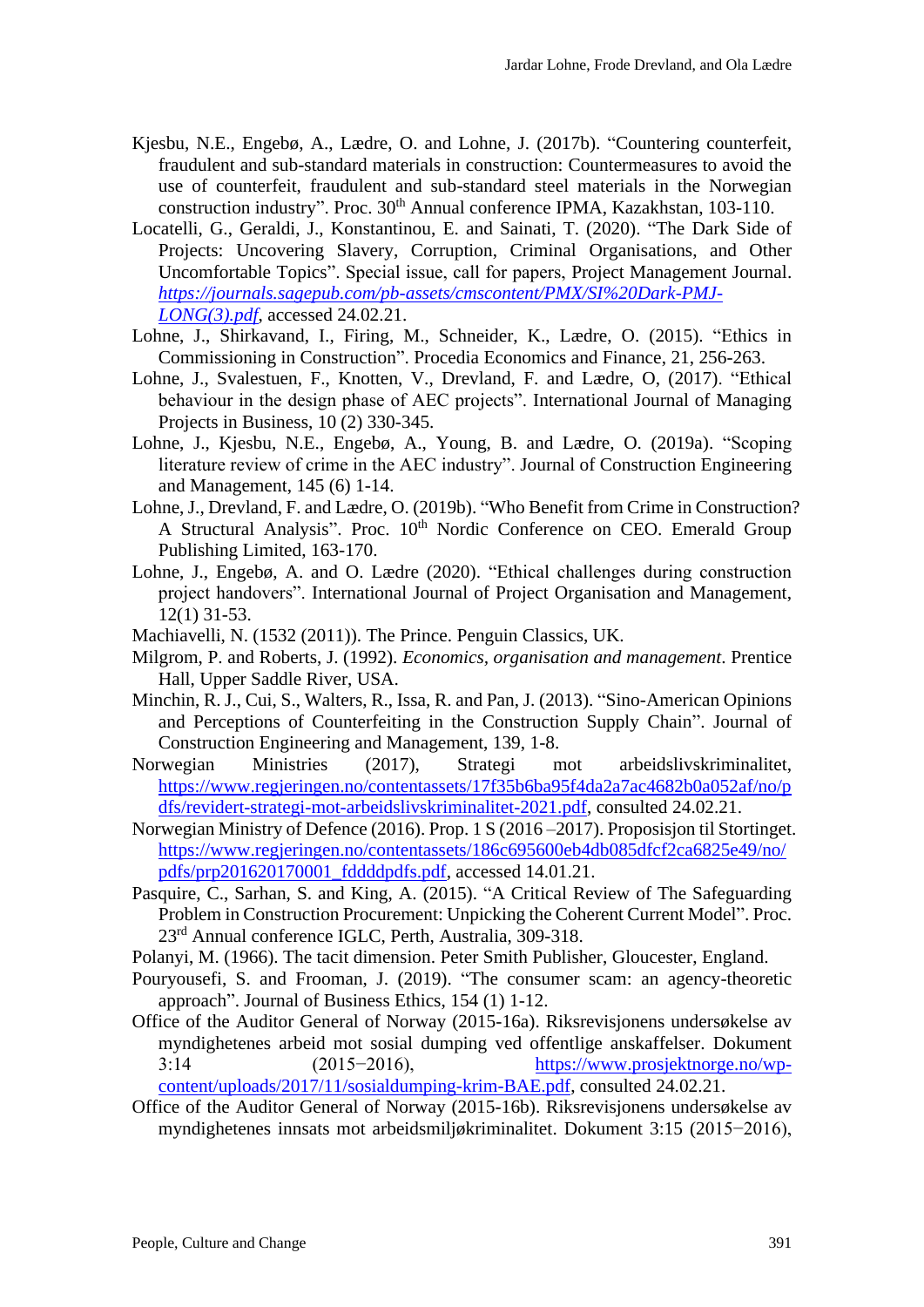Kjesbu, N.E., Engebø, A., Lædre, O. and Lohne, J. (2017b). "Countering counterfeit, fraudulent and sub-standard materials in construction: Countermeasures to avoid the use of counterfeit, fraudulent and sub-standard steel materials in the Norwegian construction industry". Proc. 30th Annual conference IPMA, Kazakhstan, 103-110.

Locatelli, G., Geraldi, J., Konstantinou, E. and Sainati, T. (2020). "The Dark Side of Projects: Uncovering Slavery, Corruption, Criminal Organisations, and Other Uncomfortable Topics". Special issue, call for papers, Project Management Journal. *https://journals.sagepub.com/pb-assets/cmscontent/PMX/SI%20Dark-PMJ-LONG(3).pdf*, accessed 24.02.21.

Lohne, J., Shirkavand, I., Firing, M., Schneider, K., Lædre, O. (2015). "Ethics in Commissioning in Construction". Procedia Economics and Finance, 21, 256-263.

Lohne, J., Svalestuen, F., Knotten, V., Drevland, F. and Lædre, O, (2017). "Ethical behaviour in the design phase of AEC projects". International Journal of Managing Projects in Business, 10 (2) 330-345.

Lohne, J., Kjesbu, N.E., Engebø, A., Young, B. and Lædre, O. (2019a). "Scoping literature review of crime in the AEC industry". Journal of Construction Engineering and Management, 145 (6) 1-14.

Lohne, J., Drevland, F. and Lædre, O. (2019b). "Who Benefit from Crime in Construction? A Structural Analysis". Proc. 10th Nordic Conference on CEO. Emerald Group Publishing Limited, 163-170.

Lohne, J., Engebø, A. and O. Lædre (2020). "Ethical challenges during construction project handovers". International Journal of Project Organisation and Management, 12(1) 31-53.

Machiavelli, N. (1532 (2011)). The Prince. Penguin Classics, UK.

Milgrom, P. and Roberts, J. (1992). *Economics, organisation and management*. Prentice Hall, Upper Saddle River, USA.

Minchin, R. J., Cui, S., Walters, R., Issa, R. and Pan, J. (2013). "Sino-American Opinions and Perceptions of Counterfeiting in the Construction Supply Chain". Journal of Construction Engineering and Management, 139, 1-8.

Norwegian Ministries (2017), Strategi mot arbeidslivskriminalitet, https://www.regjeringen.no/contentassets/17f35b6ba95f4da2a7ac4682b0a052af/no/pdfs/revidert-strategi-mot-arbeidslivskriminalitet-2021.pdf, consulted 24.02.21.

Norwegian Ministry of Defence (2016). Prop. 1 S (2016 –2017). Proposisjon til Stortinget. https://www.regjeringen.no/contentassets/186c695600eb4db085dfcf2ca6825e49/no/pdfs/prp201620170001_fddddpdfs.pdf, accessed 14.01.21.

Pasquire, C., Sarhan, S. and King, A. (2015). "A Critical Review of The Safeguarding Problem in Construction Procurement: Unpicking the Coherent Current Model". Proc. 23rd Annual conference IGLC, Perth, Australia, 309-318.

Polanyi, M. (1966). The tacit dimension. Peter Smith Publisher, Gloucester, England.

Pouryousefi, S. and Frooman, J. (2019). "The consumer scam: an agency-theoretic approach". Journal of Business Ethics, 154 (1) 1-12.

Office of the Auditor General of Norway (2015-16a). Riksrevisjonens undersøkelse av myndighetenes arbeid mot sosial dumping ved offentlige anskaffelser. Dokument 3:14 (2015−2016), https://www.prosjektnorge.no/wp-content/uploads/2017/11/sosialdumping-krim-BAE.pdf, consulted 24.02.21.

Office of the Auditor General of Norway (2015-16b). Riksrevisjonens undersøkelse av myndighetenes innsats mot arbeidsmiljøkriminalitet. Dokument 3:15 (2015−2016),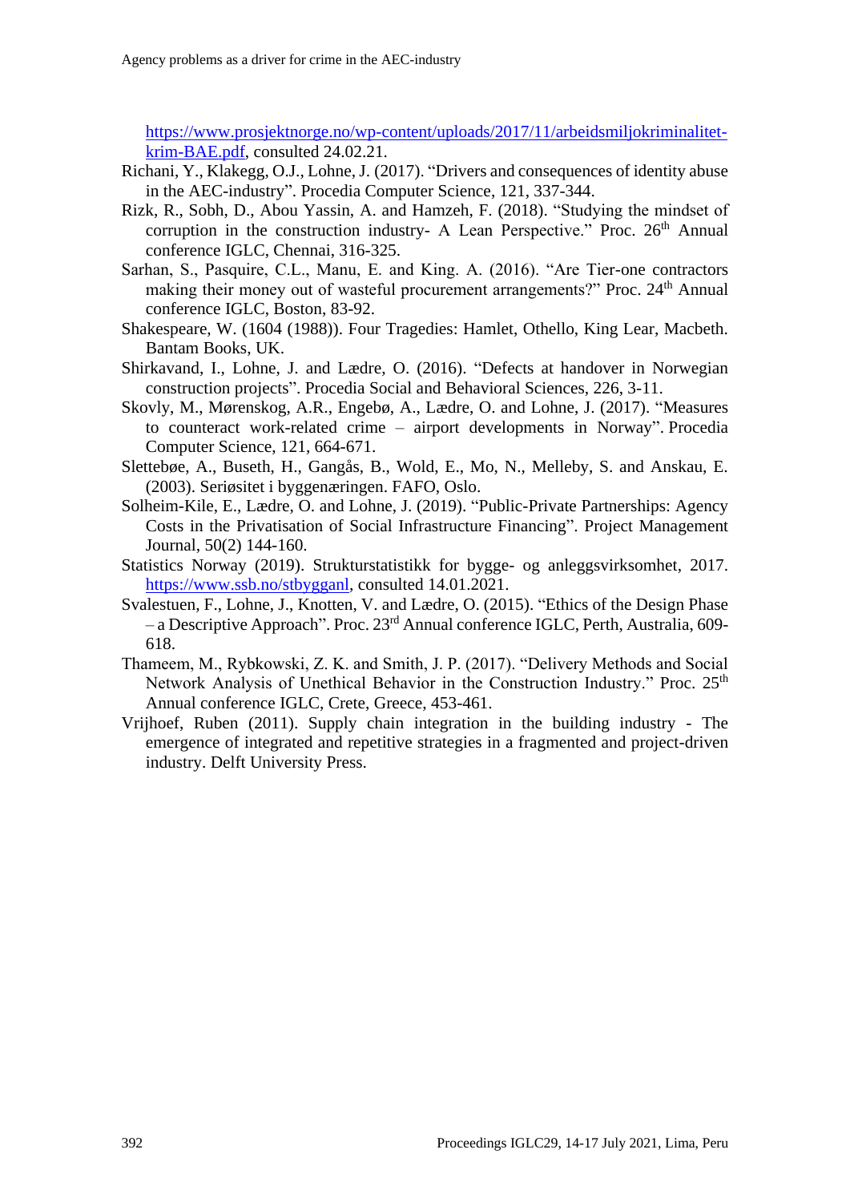https://www.prosjektnorge.no/wp-content/uploads/2017/11/arbeidsmiljokriminalitet-krim-BAE.pdf, consulted 24.02.21.

Richani, Y., Klakegg, O.J., Lohne, J. (2017). “Drivers and consequences of identity abuse in the AEC-industry”. Procedia Computer Science, 121, 337-344.

Rizk, R., Sobh, D., Abou Yassin, A. and Hamzeh, F. (2018). “Studying the mindset of corruption in the construction industry- A Lean Perspective.” Proc. 26th Annual conference IGLC, Chennai, 316-325.

Sarhan, S., Pasquire, C.L., Manu, E. and King. A. (2016). “Are Tier-one contractors making their money out of wasteful procurement arrangements?” Proc. 24th Annual conference IGLC, Boston, 83-92.

Shakespeare, W. (1604 (1988)). Four Tragedies: Hamlet, Othello, King Lear, Macbeth. Bantam Books, UK.

Shirkavand, I., Lohne, J. and Lædre, O. (2016). “Defects at handover in Norwegian construction projects”. Procedia Social and Behavioral Sciences, 226, 3-11.

Skovly, M., Mørenskog, A.R., Engebø, A., Lædre, O. and Lohne, J. (2017). “Measures to counteract work-related crime – airport developments in Norway”. Procedia Computer Science, 121, 664-671.

Sletteбøe, A., Buseth, H., Gangås, B., Wold, E., Mo, N., Melleby, S. and Anskau, E. (2003). Seriøsitet i byggenæringen. FAFO, Oslo.

Solheim-Kile, E., Lædre, O. and Lohne, J. (2019). “Public-Private Partnerships: Agency Costs in the Privatisation of Social Infrastructure Financing”. Project Management Journal, 50(2) 144-160.

Statistics Norway (2019). Strukturstatistikk for bygge- og anleggsvirksomhet, 2017. https://www.ssb.no/stbygganl, consulted 14.01.2021.

Svalestuen, F., Lohne, J., Knotten, V. and Lædre, O. (2015). “Ethics of the Design Phase – a Descriptive Approach”. Proc. 23rd Annual conference IGLC, Perth, Australia, 609-618.

Thameem, M., Rybkowski, Z. K. and Smith, J. P. (2017). “Delivery Methods and Social Network Analysis of Unethical Behavior in the Construction Industry.” Proc. 25th Annual conference IGLC, Crete, Greece, 453-461.

Vrijhoef, Ruben (2011). Supply chain integration in the building industry - The emergence of integrated and repetitive strategies in a fragmented and project-driven industry. Delft University Press.